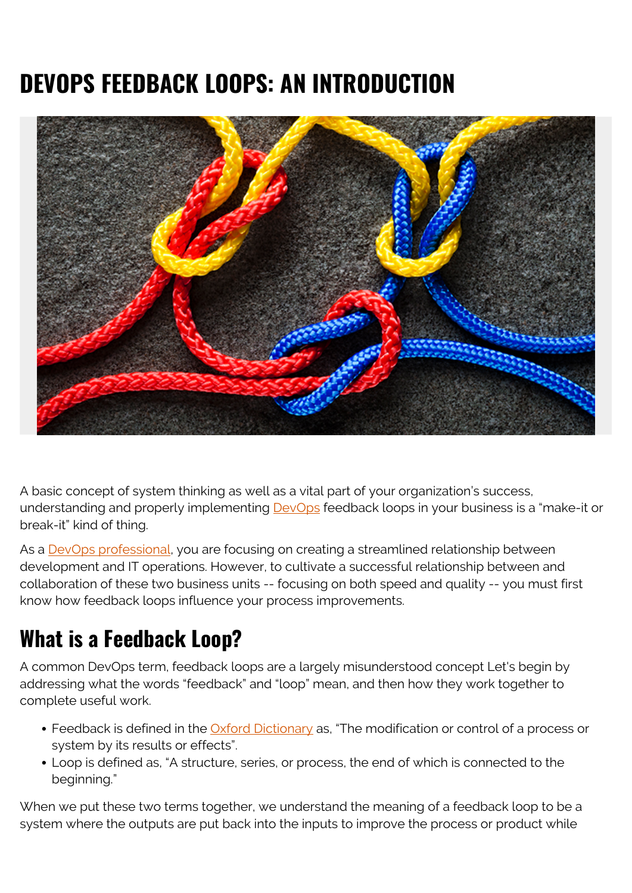# DEVOPS FEEDBACK LOOPS: AN INTRODUCTION

A basic concept of system thinking as well as a vital part of your organization's success, understanding and properly implementing DevOps feedback loops in your business is a "make-it or break-it" kind of thing.

As a DevOps professional, you are focusing on creating a streamlined relationship between development and IT operations. However, to cultivate a successful relationship between and collaboration of these two business units -- focusing on both speed and quality -- you must first know how feedback loops influence your process improvements.

## What is a Feedback Loop?

A common DevOps term, feedback loops are a largely misunderstood concept Let's begin by addressing what the words "feedback" and "loop" mean, and then how they work together to complete useful work.

- Feedback is defined in the Oxford Dictionary as, "The modification or control of a process or system by its results or effects".
- Loop is defined as, "A structure, series, or process, the end of which is connected to the beginning."

When we put these two terms together, we understand the meaning of a feedback loop to be a system where the outputs are put back into the inputs to improve the process or product while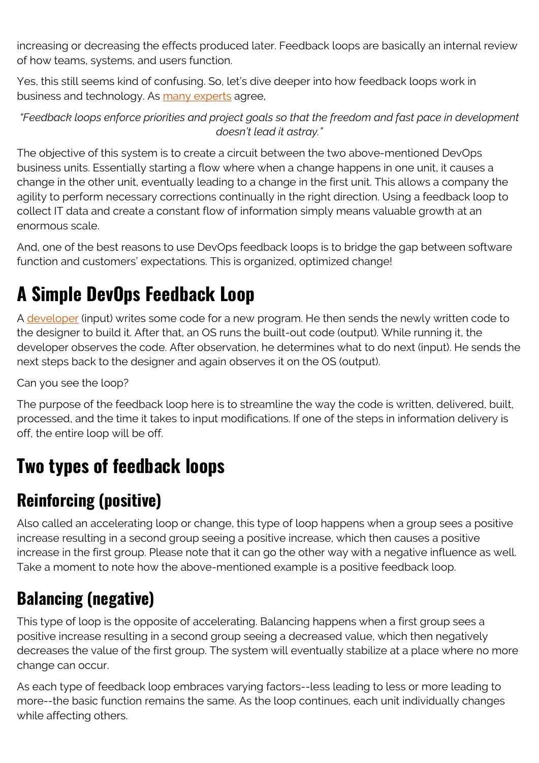increasing or decreasing the effects produced later. Feedback loops are basically an internal review of how teams, systems, and users function.

Yes, this still seems kind of confusing. So, let's dive deeper into how feedback loops work in business and technology. As [many experts]() agree,

*"Feedback loops enforce priorities and project goals so that the freedom and fast pace in development doesn't lead it astray."*

The objective of this system is to create a circuit between the two above-mentioned DevOps business units. Essentially starting a flow where when a change happens in one unit, it causes a change in the other unit, eventually leading to a change in the first unit. This allows a company the agility to perform necessary corrections continually in the right direction. Using a feedback loop to collect IT data and create a constant flow of information simply means valuable growth at an enormous scale.

And, one of the best reasons to use DevOps feedback loops is to bridge the gap between software function and customers' expectations. This is organized, optimized change!

# A Simple DevOps Feedback Loop

A [developer]() (input) writes some code for a new program. He then sends the newly written code to the designer to build it. After that, an OS runs the built-out code (output). While running it, the developer observes the code. After observation, he determines what to do next (input). He sends the next steps back to the designer and again observes it on the OS (output).

Can you see the loop?

The purpose of the feedback loop here is to streamline the way the code is written, delivered, built, processed, and the time it takes to input modifications. If one of the steps in information delivery is off, the entire loop will be off.

# Two types of feedback loops

## Reinforcing (positive)

Also called an accelerating loop or change, this type of loop happens when a group sees a positive increase resulting in a second group seeing a positive increase, which then causes a positive increase in the first group. Please note that it can go the other way with a negative influence as well. Take a moment to note how the above-mentioned example is a positive feedback loop.

## Balancing (negative)

This type of loop is the opposite of accelerating. Balancing happens when a first group sees a positive increase resulting in a second group seeing a decreased value, which then negatively decreases the value of the first group. The system will eventually stabilize at a place where no more change can occur.

As each type of feedback loop embraces varying factors--less leading to less or more leading to more--the basic function remains the same. As the loop continues, each unit individually changes while affecting others.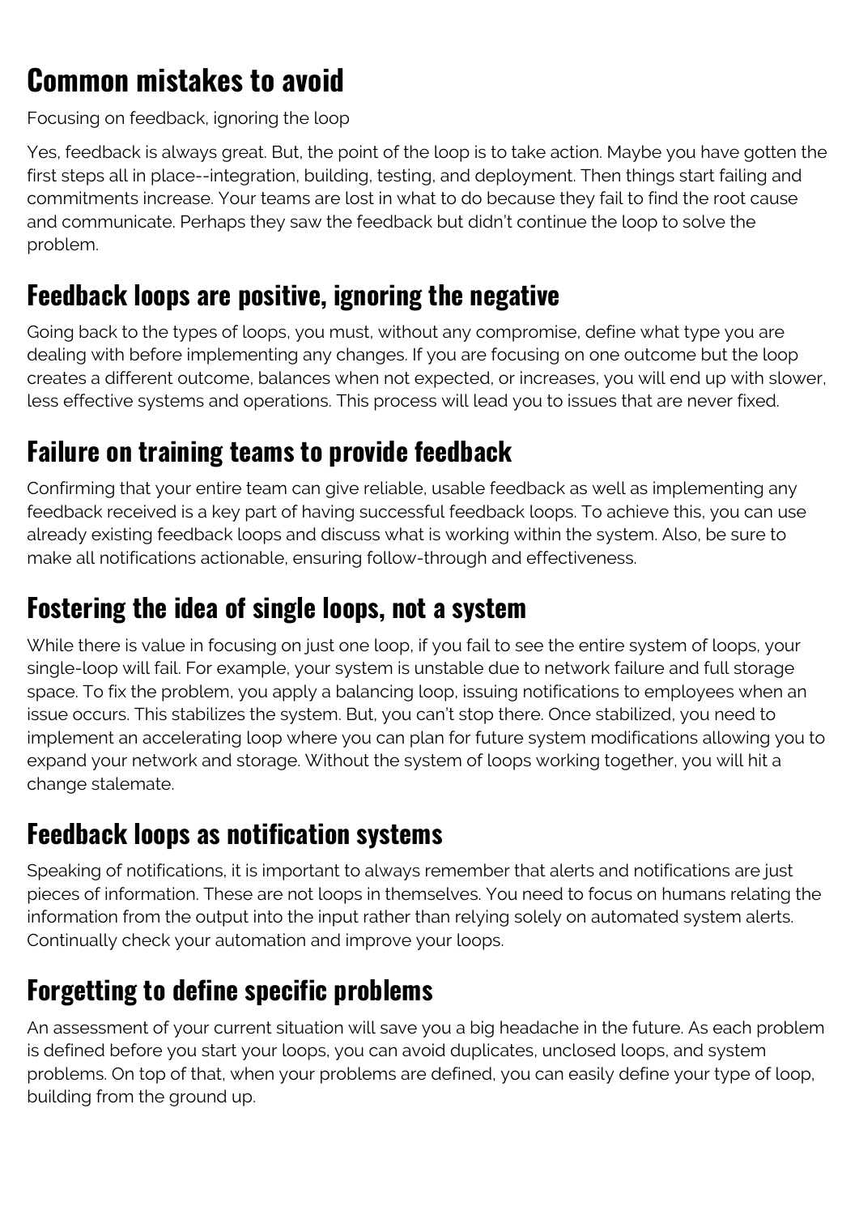# Common mistakes to avoid

Focusing on feedback, ignoring the loop

Yes, feedback is always great. But, the point of the loop is to take action. Maybe you have gotten the first steps all in place--integration, building, testing, and deployment. Then things start failing and commitments increase. Your teams are lost in what to do because they fail to find the root cause and communicate. Perhaps they saw the feedback but didn't continue the loop to solve the problem.

## Feedback loops are positive, ignoring the negative

Going back to the types of loops, you must, without any compromise, define what type you are dealing with before implementing any changes. If you are focusing on one outcome but the loop creates a different outcome, balances when not expected, or increases, you will end up with slower, less effective systems and operations. This process will lead you to issues that are never fixed.

## Failure on training teams to provide feedback

Confirming that your entire team can give reliable, usable feedback as well as implementing any feedback received is a key part of having successful feedback loops. To achieve this, you can use already existing feedback loops and discuss what is working within the system. Also, be sure to make all notifications actionable, ensuring follow-through and effectiveness.

## Fostering the idea of single loops, not a system

While there is value in focusing on just one loop, if you fail to see the entire system of loops, your single-loop will fail. For example, your system is unstable due to network failure and full storage space. To fix the problem, you apply a balancing loop, issuing notifications to employees when an issue occurs. This stabilizes the system. But, you can't stop there. Once stabilized, you need to implement an accelerating loop where you can plan for future system modifications allowing you to expand your network and storage. Without the system of loops working together, you will hit a change stalemate.

## Feedback loops as notification systems

Speaking of notifications, it is important to always remember that alerts and notifications are just pieces of information. These are not loops in themselves. You need to focus on humans relating the information from the output into the input rather than relying solely on automated system alerts. Continually check your automation and improve your loops.

## Forgetting to define specific problems

An assessment of your current situation will save you a big headache in the future. As each problem is defined before you start your loops, you can avoid duplicates, unclosed loops, and system problems. On top of that, when your problems are defined, you can easily define your type of loop, building from the ground up.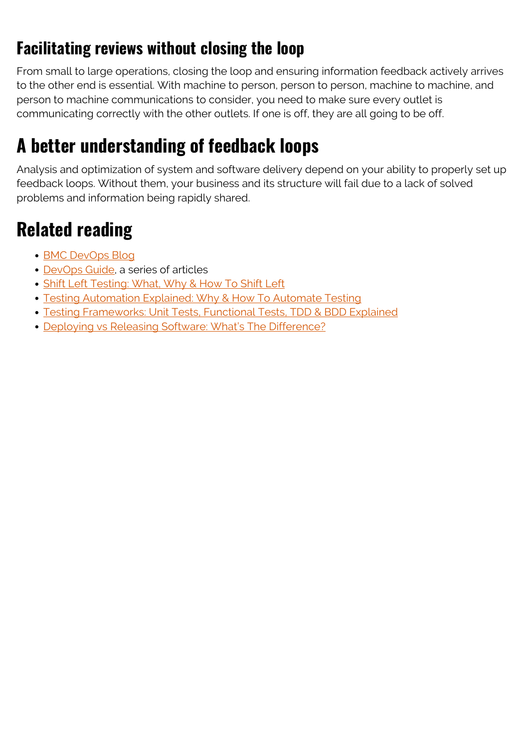### Facilitating reviews without closing the loop

From small to large operations, closing the loop and ensuring information feedback actively arrives to the other end is essential. With machine to person, person to person, machine to machine, and person to machine communications to consider, you need to make sure every outlet is communicating correctly with the other outlets. If one is off, they are all going to be off.

## A better understanding of feedback loops

Analysis and optimization of system and software delivery depend on your ability to properly set up feedback loops. Without them, your business and its structure will fail due to a lack of solved problems and information being rapidly shared.

## Related reading

- BMC DevOps Blog
- DevOps Guide, a series of articles
- Shift Left Testing: What, Why & How To Shift Left
- Testing Automation Explained: Why & How To Automate Testing
- Testing Frameworks: Unit Tests, Functional Tests, TDD & BDD Explained
- Deploying vs Releasing Software: What's The Difference?